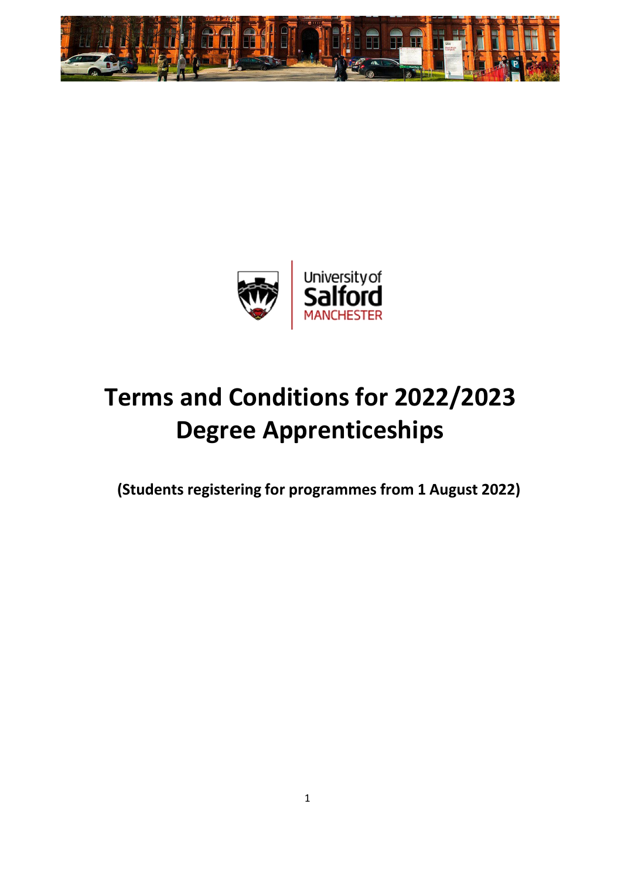# Terms and Conditions for 2022/2023 Degree Apprenticeships

**(Students registering for programmes from 1 August 2022)**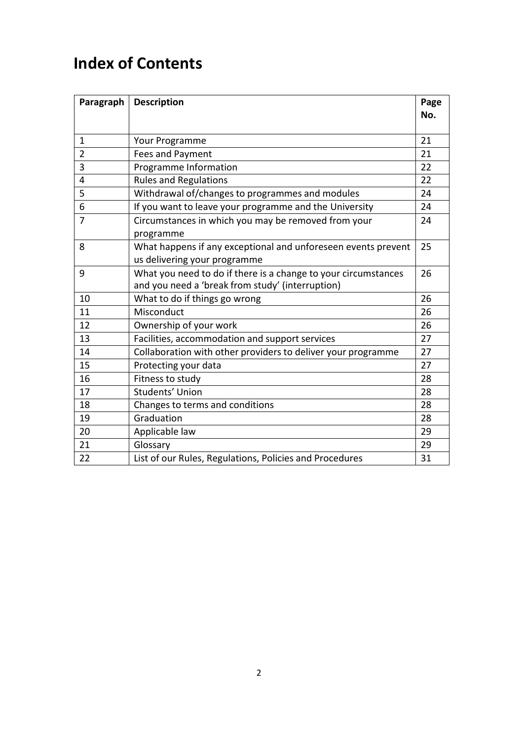# Index of Contents

| Paragraph | Description | Page No. |
|---|---|---|
| 1 | Your Programme | 21 |
| 2 | Fees and Payment | 21 |
| 3 | Programme Information | 22 |
| 4 | Rules and Regulations | 22 |
| 5 | Withdrawal of/changes to programmes and modules | 24 |
| 6 | If you want to leave your programme and the University | 24 |
| 7 | Circumstances in which you may be removed from your programme | 24 |
| 8 | What happens if any exceptional and unforeseen events prevent us delivering your programme | 25 |
| 9 | What you need to do if there is a change to your circumstances and you need a 'break from study' (interruption) | 26 |
| 10 | What to do if things go wrong | 26 |
| 11 | Misconduct | 26 |
| 12 | Ownership of your work | 26 |
| 13 | Facilities, accommodation and support services | 27 |
| 14 | Collaboration with other providers to deliver your programme | 27 |
| 15 | Protecting your data | 27 |
| 16 | Fitness to study | 28 |
| 17 | Students' Union | 28 |
| 18 | Changes to terms and conditions | 28 |
| 19 | Graduation | 28 |
| 20 | Applicable law | 29 |
| 21 | Glossary | 29 |
| 22 | List of our Rules, Regulations, Policies and Procedures | 31 |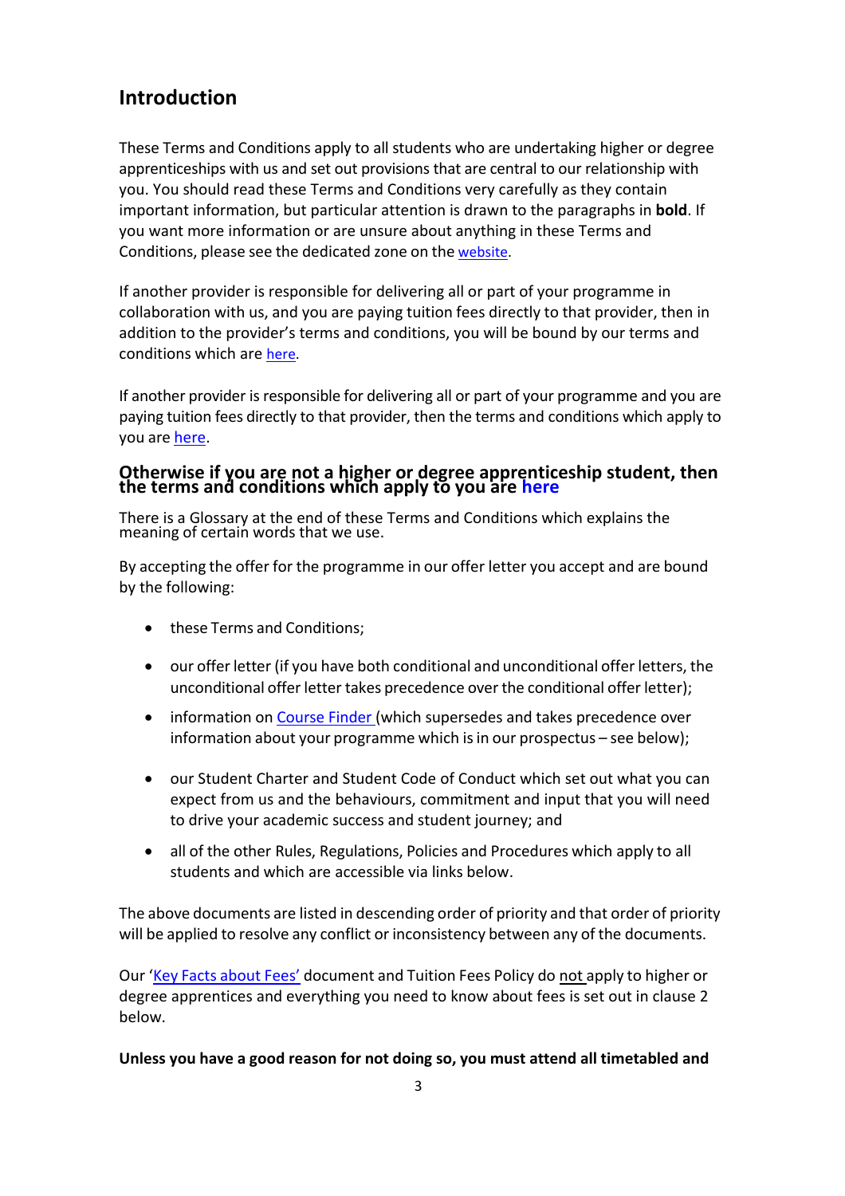## Introduction

These Terms and Conditions apply to all students who are undertaking higher or degree apprenticeships with us and set out provisions that are central to our relationship with you. You should read these Terms and Conditions very carefully as they contain important information, but particular attention is drawn to the paragraphs in **bold**. If you want more information or are unsure about anything in these Terms and Conditions, please see the dedicated zone on the website.

If another provider is responsible for delivering all or part of your programme in collaboration with us, and you are paying tuition fees directly to that provider, then in addition to the provider's terms and conditions, you will be bound by our terms and conditions which are here.

If another provider is responsible for delivering all or part of your programme and you are paying tuition fees directly to that provider, then the terms and conditions which apply to you are here.

**Otherwise if you are not a higher or degree apprenticeship student, then the terms and conditions which apply to you are here**

There is a Glossary at the end of these Terms and Conditions which explains the meaning of certain words that we use.

By accepting the offer for the programme in our offer letter you accept and are bound by the following:

- these Terms and Conditions;
- our offer letter (if you have both conditional and unconditional offer letters, the unconditional offer letter takes precedence over the conditional offer letter);
- information on Course Finder (which supersedes and takes precedence over information about your programme which is in our prospectus – see below);
- our Student Charter and Student Code of Conduct which set out what you can expect from us and the behaviours, commitment and input that you will need to drive your academic success and student journey; and
- all of the other Rules, Regulations, Policies and Procedures which apply to all students and which are accessible via links below.

The above documents are listed in descending order of priority and that order of priority will be applied to resolve any conflict or inconsistency between any of the documents.

Our 'Key Facts about Fees' document and Tuition Fees Policy do not apply to higher or degree apprentices and everything you need to know about fees is set out in clause 2 below.

**Unless you have a good reason for not doing so, you must attend all timetabled and**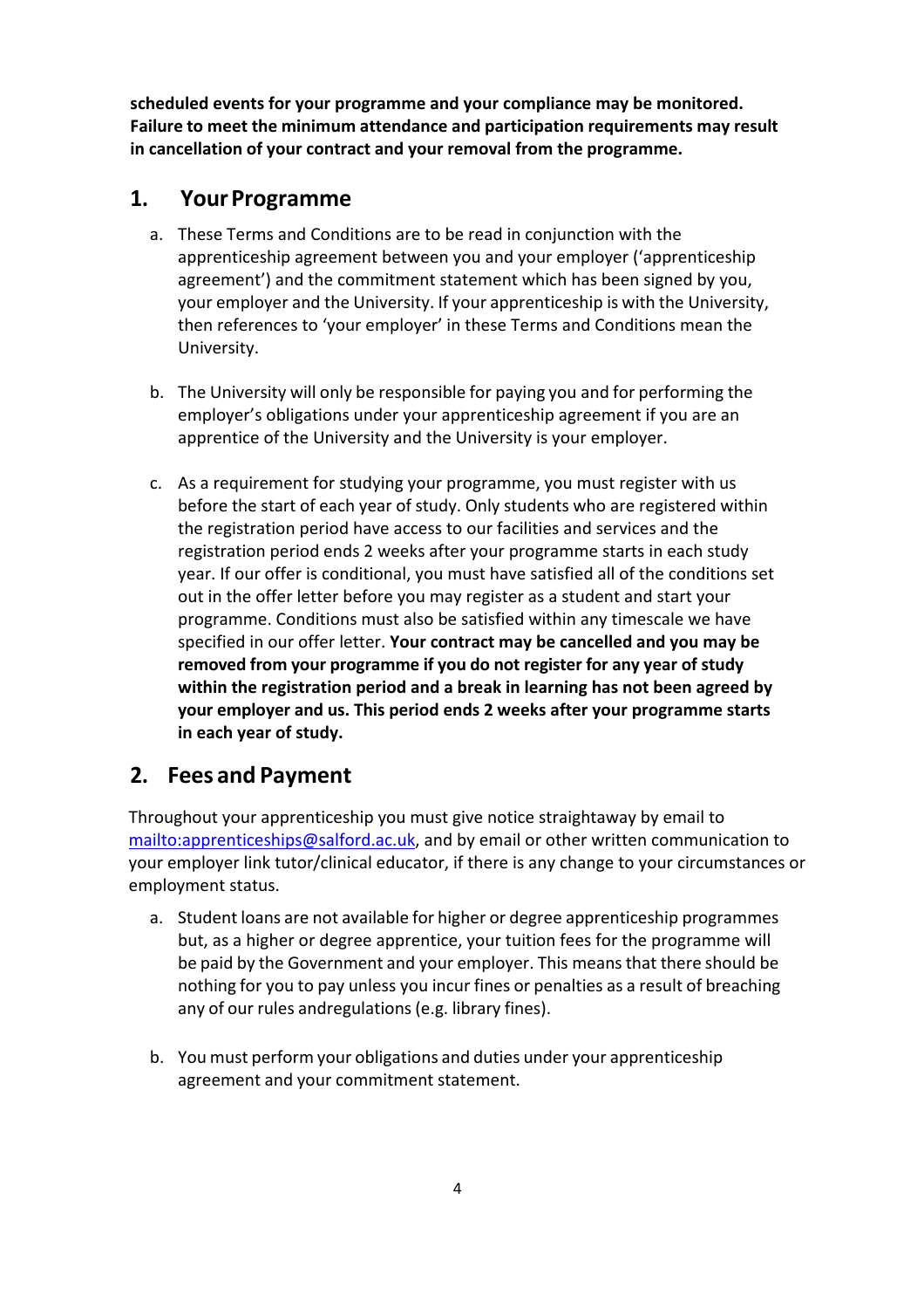**scheduled events for your programme and your compliance may be monitored. Failure to meet the minimum attendance and participation requirements may result in cancellation of your contract and your removal from the programme.**

## 1. Your Programme

a. These Terms and Conditions are to be read in conjunction with the apprenticeship agreement between you and your employer ('apprenticeship agreement') and the commitment statement which has been signed by you, your employer and the University. If your apprenticeship is with the University, then references to 'your employer' in these Terms and Conditions mean the University.

b. The University will only be responsible for paying you and for performing the employer's obligations under your apprenticeship agreement if you are an apprentice of the University and the University is your employer.

c. As a requirement for studying your programme, you must register with us before the start of each year of study. Only students who are registered within the registration period have access to our facilities and services and the registration period ends 2 weeks after your programme starts in each study year. If our offer is conditional, you must have satisfied all of the conditions set out in the offer letter before you may register as a student and start your programme. Conditions must also be satisfied within any timescale we have specified in our offer letter. **Your contract may be cancelled and you may be removed from your programme if you do not register for any year of study within the registration period and a break in learning has not been agreed by your employer and us. This period ends 2 weeks after your programme starts in each year of study.**

## 2. Fees and Payment

Throughout your apprenticeship you must give notice straightaway by email to mailto:apprenticeships@salford.ac.uk, and by email or other written communication to your employer link tutor/clinical educator, if there is any change to your circumstances or employment status.

a. Student loans are not available for higher or degree apprenticeship programmes but, as a higher or degree apprentice, your tuition fees for the programme will be paid by the Government and your employer. This means that there should be nothing for you to pay unless you incur fines or penalties as a result of breaching any of our rules andregulations (e.g. library fines).

b. You must perform your obligations and duties under your apprenticeship agreement and your commitment statement.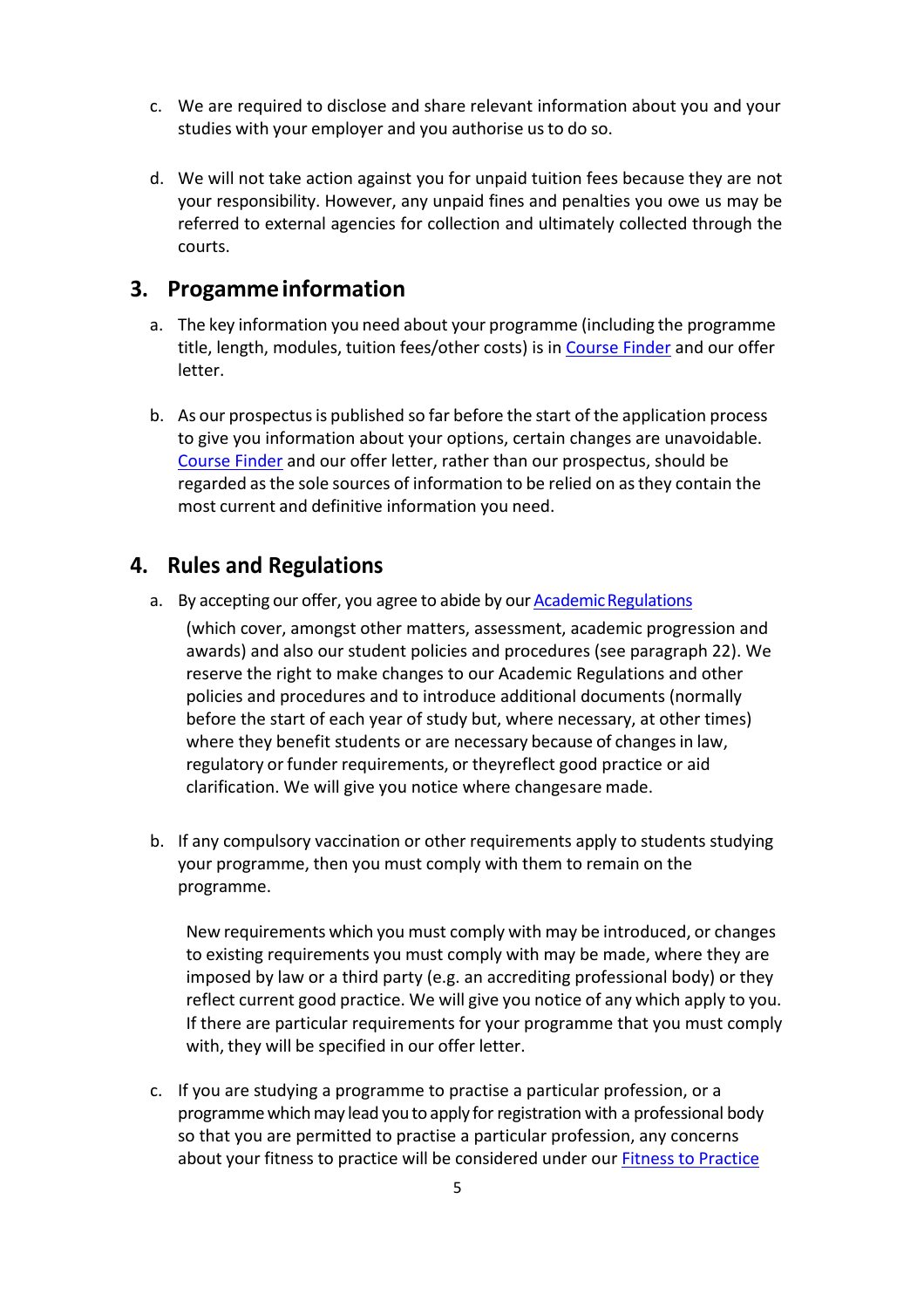c. We are required to disclose and share relevant information about you and your studies with your employer and you authorise us to do so.

d. We will not take action against you for unpaid tuition fees because they are not your responsibility. However, any unpaid fines and penalties you owe us may be referred to external agencies for collection and ultimately collected through the courts.

## 3. Progamme information

a. The key information you need about your programme (including the programme title, length, modules, tuition fees/other costs) is in Course Finder and our offer letter.

b. As our prospectus is published so far before the start of the application process to give you information about your options, certain changes are unavoidable. Course Finder and our offer letter, rather than our prospectus, should be regarded as the sole sources of information to be relied on as they contain the most current and definitive information you need.

## 4. Rules and Regulations

a. By accepting our offer, you agree to abide by our Academic Regulations (which cover, amongst other matters, assessment, academic progression and awards) and also our student policies and procedures (see paragraph 22). We reserve the right to make changes to our Academic Regulations and other policies and procedures and to introduce additional documents (normally before the start of each year of study but, where necessary, at other times) where they benefit students or are necessary because of changes in law, regulatory or funder requirements, or theyreflect good practice or aid clarification. We will give you notice where changesare made.

b. If any compulsory vaccination or other requirements apply to students studying your programme, then you must comply with them to remain on the programme.

   New requirements which you must comply with may be introduced, or changes to existing requirements you must comply with may be made, where they are imposed by law or a third party (e.g. an accrediting professional body) or they reflect current good practice. We will give you notice of any which apply to you. If there are particular requirements for your programme that you must comply with, they will be specified in our offer letter.

c. If you are studying a programme to practise a particular profession, or a programme which may lead you to apply for registration with a professional body so that you are permitted to practise a particular profession, any concerns about your fitness to practice will be considered under our Fitness to Practice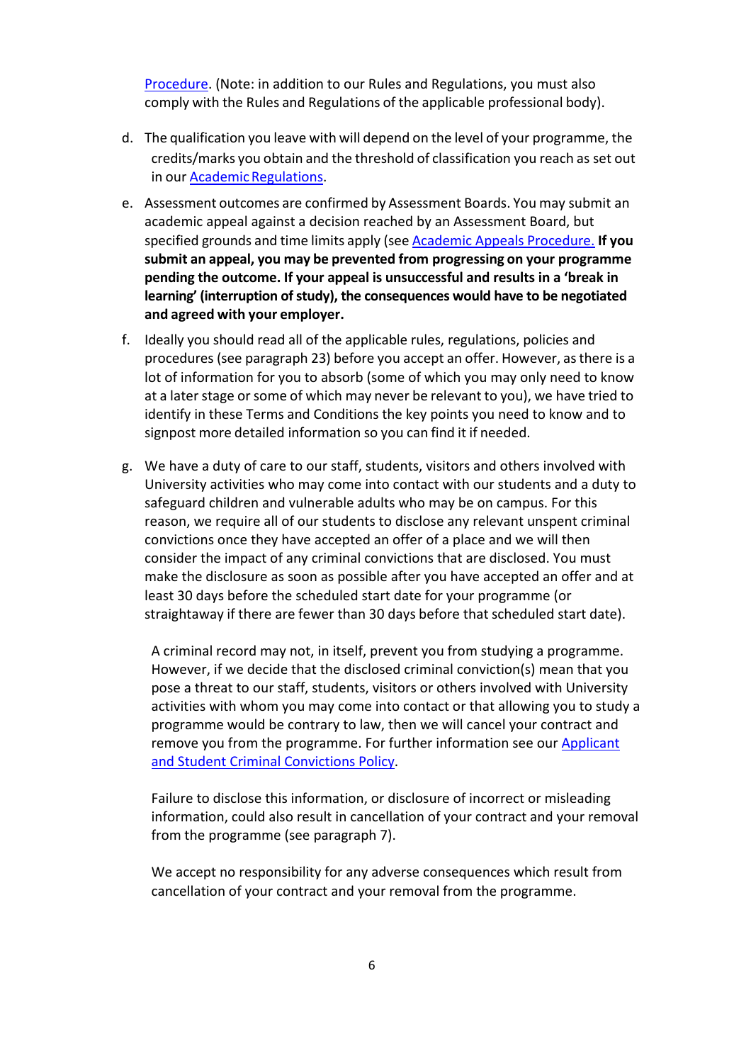Procedure. (Note: in addition to our Rules and Regulations, you must also comply with the Rules and Regulations of the applicable professional body).

d. The qualification you leave with will depend on the level of your programme, the credits/marks you obtain and the threshold of classification you reach as set out in our Academic Regulations.

e. Assessment outcomes are confirmed by Assessment Boards. You may submit an academic appeal against a decision reached by an Assessment Board, but specified grounds and time limits apply (see Academic Appeals Procedure. **If you submit an appeal, you may be prevented from progressing on your programme pending the outcome. If your appeal is unsuccessful and results in a 'break in learning' (interruption of study), the consequences would have to be negotiated and agreed with your employer.**

f. Ideally you should read all of the applicable rules, regulations, policies and procedures (see paragraph 23) before you accept an offer. However, as there is a lot of information for you to absorb (some of which you may only need to know at a later stage or some of which may never be relevant to you), we have tried to identify in these Terms and Conditions the key points you need to know and to signpost more detailed information so you can find it if needed.

g. We have a duty of care to our staff, students, visitors and others involved with University activities who may come into contact with our students and a duty to safeguard children and vulnerable adults who may be on campus. For this reason, we require all of our students to disclose any relevant unspent criminal convictions once they have accepted an offer of a place and we will then consider the impact of any criminal convictions that are disclosed. You must make the disclosure as soon as possible after you have accepted an offer and at least 30 days before the scheduled start date for your programme (or straightaway if there are fewer than 30 days before that scheduled start date).

   A criminal record may not, in itself, prevent you from studying a programme. However, if we decide that the disclosed criminal conviction(s) mean that you pose a threat to our staff, students, visitors or others involved with University activities with whom you may come into contact or that allowing you to study a programme would be contrary to law, then we will cancel your contract and remove you from the programme. For further information see our Applicant and Student Criminal Convictions Policy.

   Failure to disclose this information, or disclosure of incorrect or misleading information, could also result in cancellation of your contract and your removal from the programme (see paragraph 7).

   We accept no responsibility for any adverse consequences which result from cancellation of your contract and your removal from the programme.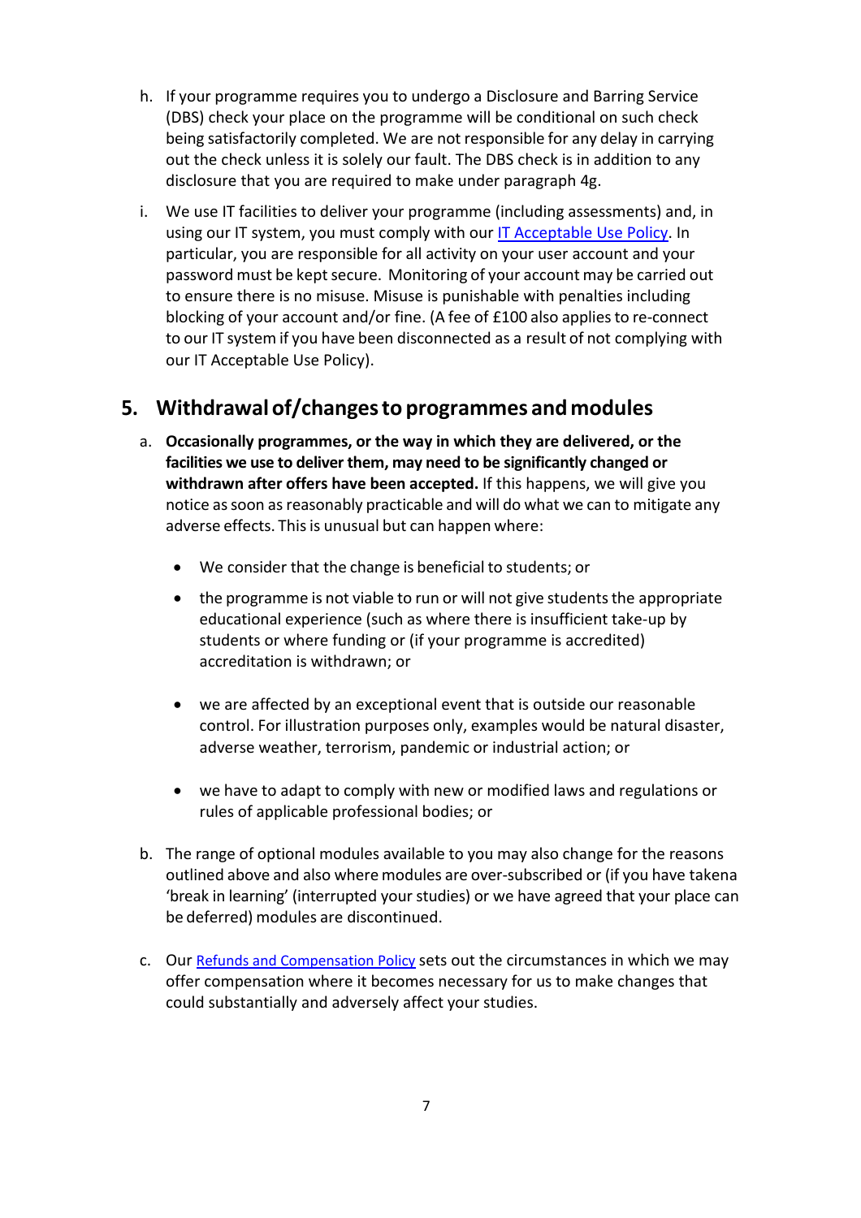h. If your programme requires you to undergo a Disclosure and Barring Service (DBS) check your place on the programme will be conditional on such check being satisfactorily completed. We are not responsible for any delay in carrying out the check unless it is solely our fault. The DBS check is in addition to any disclosure that you are required to make under paragraph 4g.

i. We use IT facilities to deliver your programme (including assessments) and, in using our IT system, you must comply with our IT Acceptable Use Policy. In particular, you are responsible for all activity on your user account and your password must be kept secure. Monitoring of your account may be carried out to ensure there is no misuse. Misuse is punishable with penalties including blocking of your account and/or fine. (A fee of £100 also applies to re-connect to our IT system if you have been disconnected as a result of not complying with our IT Acceptable Use Policy).

## 5. Withdrawal of/changes to programmes and modules

a. **Occasionally programmes, or the way in which they are delivered, or the facilities we use to deliver them, may need to be significantly changed or withdrawn after offers have been accepted.** If this happens, we will give you notice as soon as reasonably practicable and will do what we can to mitigate any adverse effects. This is unusual but can happen where:

- We consider that the change is beneficial to students; or
- the programme is not viable to run or will not give students the appropriate educational experience (such as where there is insufficient take-up by students or where funding or (if your programme is accredited) accreditation is withdrawn; or
- we are affected by an exceptional event that is outside our reasonable control. For illustration purposes only, examples would be natural disaster, adverse weather, terrorism, pandemic or industrial action; or
- we have to adapt to comply with new or modified laws and regulations or rules of applicable professional bodies; or

b. The range of optional modules available to you may also change for the reasons outlined above and also where modules are over-subscribed or (if you have takena 'break in learning' (interrupted your studies) or we have agreed that your place can be deferred) modules are discontinued.

c. Our Refunds and Compensation Policy sets out the circumstances in which we may offer compensation where it becomes necessary for us to make changes that could substantially and adversely affect your studies.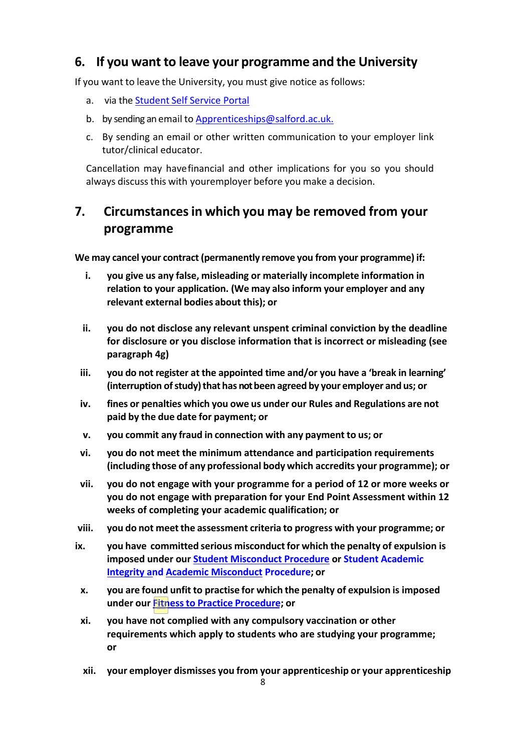## 6. If you want to leave your programme and the University

If you want to leave the University, you must give notice as follows:

a. via the Student Self Service Portal

b. by sending an email to Apprenticeships@salford.ac.uk.

c. By sending an email or other written communication to your employer link tutor/clinical educator.

Cancellation may have financial and other implications for you so you should always discuss this with your employer before you make a decision.

## 7. Circumstances in which you may be removed from your programme

**We may cancel your contract (permanently remove you from your programme) if:**

i. **you give us any false, misleading or materially incomplete information in relation to your application. (We may also inform your employer and any relevant external bodies about this); or**

ii. **you do not disclose any relevant unspent criminal conviction by the deadline for disclosure or you disclose information that is incorrect or misleading (see paragraph 4g)**

iii. **you do not register at the appointed time and/or you have a 'break in learning' (interruption of study) that has not been agreed by your employer and us; or**

iv. **fines or penalties which you owe us under our Rules and Regulations are not paid by the due date for payment; or**

v. **you commit any fraud in connection with any payment to us; or**

vi. **you do not meet the minimum attendance and participation requirements (including those of any professional body which accredits your programme); or**

vii. **you do not engage with your programme for a period of 12 or more weeks or you do not engage with preparation for your End Point Assessment within 12 weeks of completing your academic qualification; or**

viii. **you do not meet the assessment criteria to progress with your programme; or**

ix. **you have committed serious misconduct for which the penalty of expulsion is imposed under our Student Misconduct Procedure or Student Academic Integrity and Academic Misconduct Procedure; or**

x. **you are found unfit to practise for which the penalty of expulsion is imposed under our Fitness to Practice Procedure; or**

xi. **you have not complied with any compulsory vaccination or other requirements which apply to students who are studying your programme; or**

xii. **your employer dismisses you from your apprenticeship or your apprenticeship**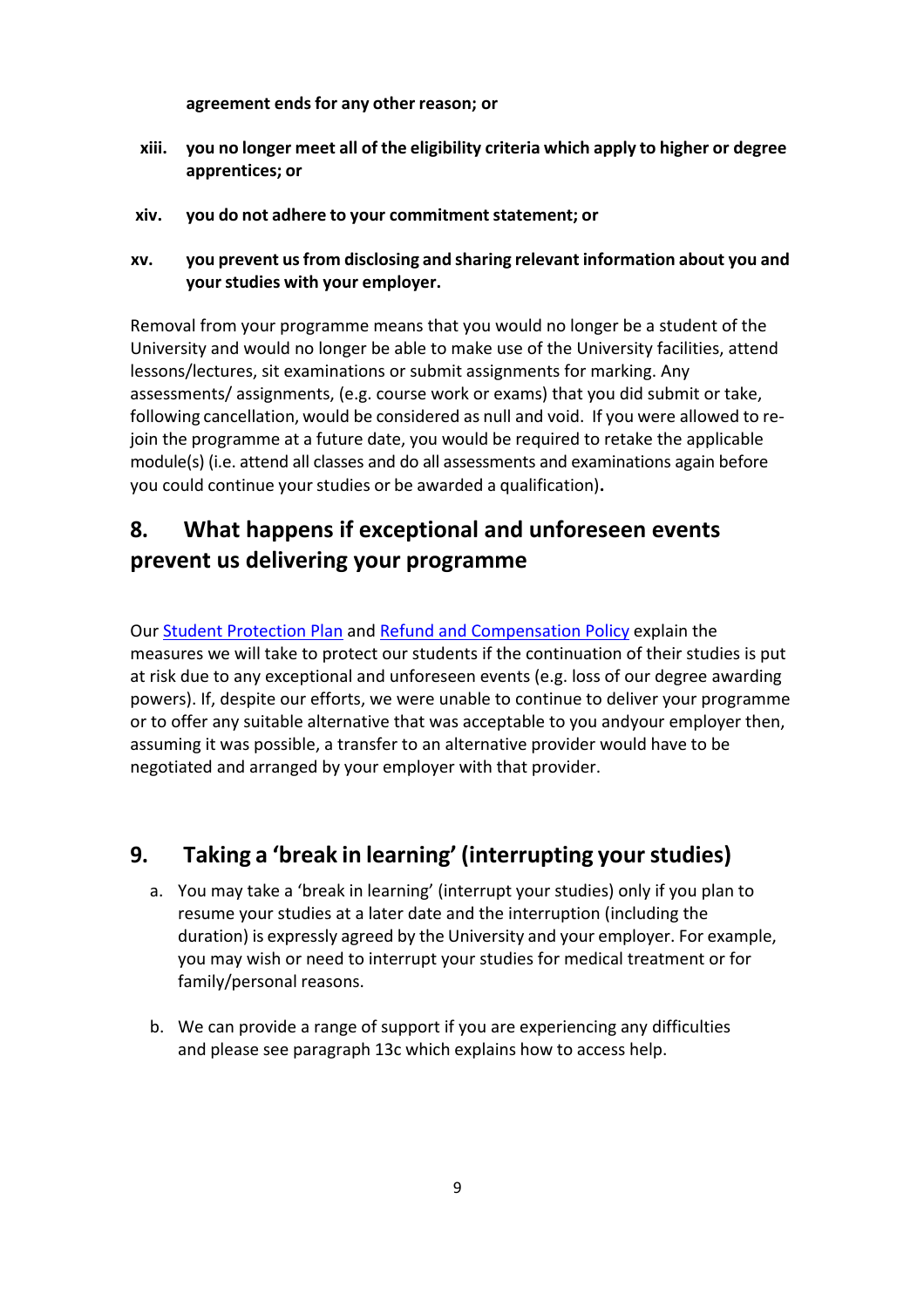**agreement ends for any other reason; or**

xiii. **you no longer meet all of the eligibility criteria which apply to higher or degree apprentices; or**

xiv. **you do not adhere to your commitment statement; or**

xv. **you prevent us from disclosing and sharing relevant information about you and your studies with your employer.**

Removal from your programme means that you would no longer be a student of the University and would no longer be able to make use of the University facilities, attend lessons/lectures, sit examinations or submit assignments for marking. Any assessments/ assignments, (e.g. course work or exams) that you did submit or take, following cancellation, would be considered as null and void. If you were allowed to re-join the programme at a future date, you would be required to retake the applicable module(s) (i.e. attend all classes and do all assessments and examinations again before you could continue your studies or be awarded a qualification)**.**

## 8. What happens if exceptional and unforeseen events prevent us delivering your programme

Our [Student Protection Plan] and [Refund and Compensation Policy] explain the measures we will take to protect our students if the continuation of their studies is put at risk due to any exceptional and unforeseen events (e.g. loss of our degree awarding powers). If, despite our efforts, we were unable to continue to deliver your programme or to offer any suitable alternative that was acceptable to you andyour employer then, assuming it was possible, a transfer to an alternative provider would have to be negotiated and arranged by your employer with that provider.

## 9. Taking a 'break in learning' (interrupting your studies)

a. You may take a 'break in learning' (interrupt your studies) only if you plan to resume your studies at a later date and the interruption (including the duration) is expressly agreed by the University and your employer. For example, you may wish or need to interrupt your studies for medical treatment or for family/personal reasons.

b. We can provide a range of support if you are experiencing any difficulties and please see paragraph 13c which explains how to access help.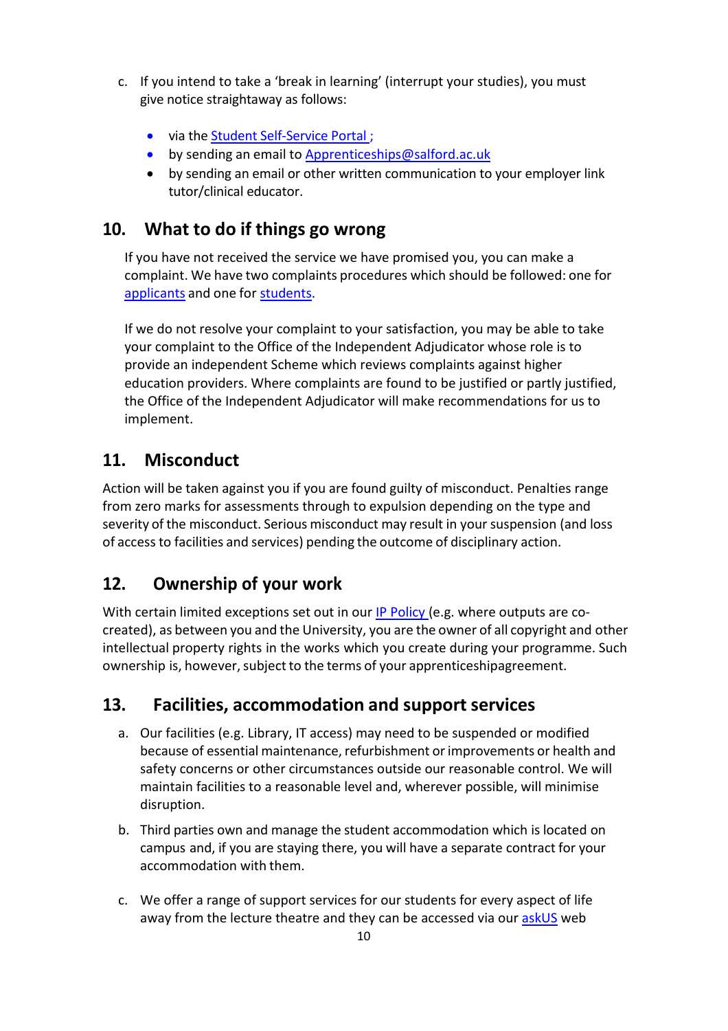c. If you intend to take a 'break in learning' (interrupt your studies), you must give notice straightaway as follows:

- via the Student Self-Service Portal ;
- by sending an email to Apprenticeships@salford.ac.uk
- by sending an email or other written communication to your employer link tutor/clinical educator.

## 10. What to do if things go wrong

If you have not received the service we have promised you, you can make a complaint. We have two complaints procedures which should be followed: one for applicants and one for students.

If we do not resolve your complaint to your satisfaction, you may be able to take your complaint to the Office of the Independent Adjudicator whose role is to provide an independent Scheme which reviews complaints against higher education providers. Where complaints are found to be justified or partly justified, the Office of the Independent Adjudicator will make recommendations for us to implement.

## 11. Misconduct

Action will be taken against you if you are found guilty of misconduct. Penalties range from zero marks for assessments through to expulsion depending on the type and severity of the misconduct. Serious misconduct may result in your suspension (and loss of access to facilities and services) pending the outcome of disciplinary action.

## 12. Ownership of your work

With certain limited exceptions set out in our IP Policy (e.g. where outputs are co-created), as between you and the University, you are the owner of all copyright and other intellectual property rights in the works which you create during your programme. Such ownership is, however, subject to the terms of your apprenticeshipagreement.

## 13. Facilities, accommodation and support services

a. Our facilities (e.g. Library, IT access) may need to be suspended or modified because of essential maintenance, refurbishment or improvements or health and safety concerns or other circumstances outside our reasonable control. We will maintain facilities to a reasonable level and, wherever possible, will minimise disruption.

b. Third parties own and manage the student accommodation which is located on campus and, if you are staying there, you will have a separate contract for your accommodation with them.

c. We offer a range of support services for our students for every aspect of life away from the lecture theatre and they can be accessed via our askUS web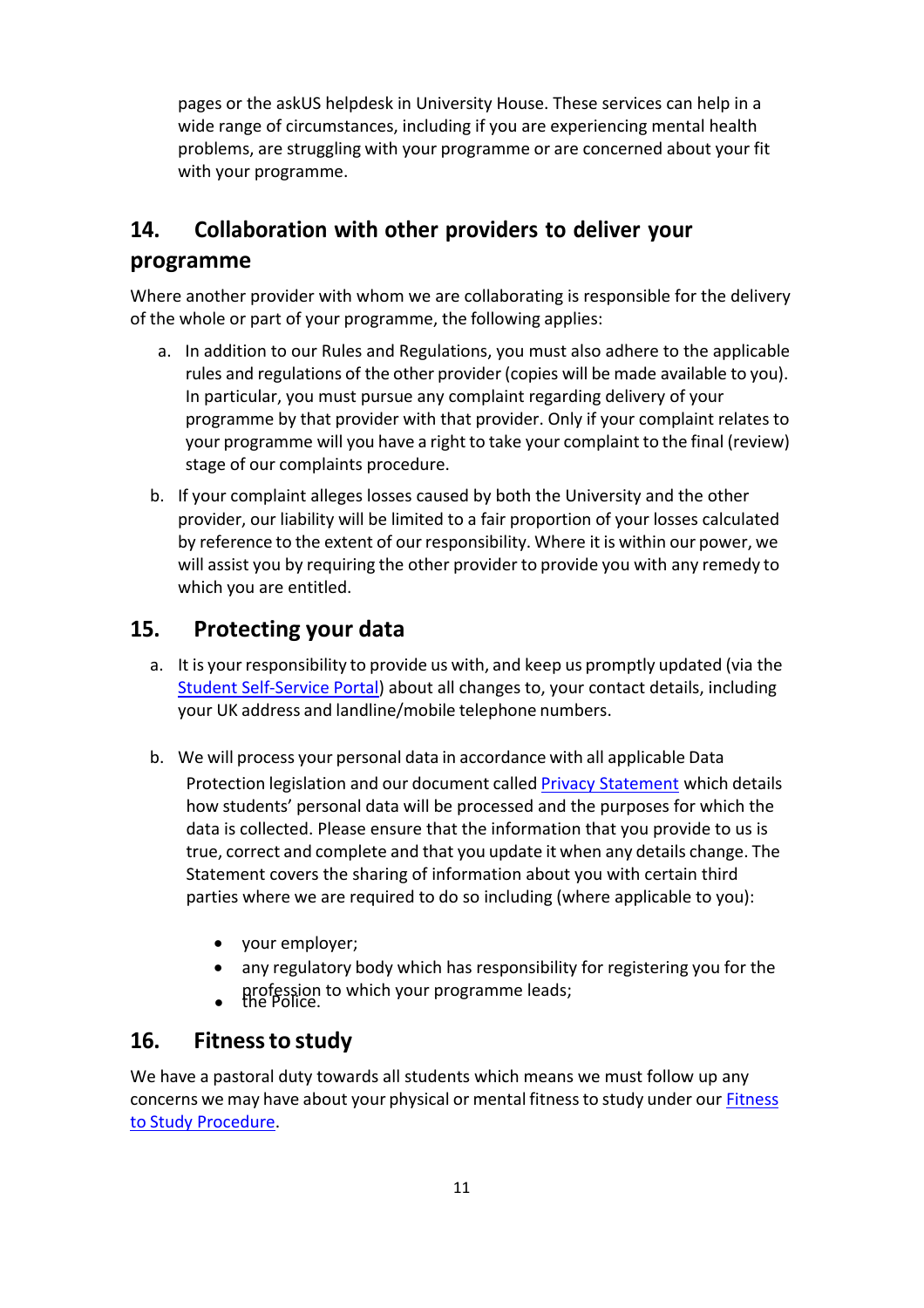pages or the askUS helpdesk in University House. These services can help in a wide range of circumstances, including if you are experiencing mental health problems, are struggling with your programme or are concerned about your fit with your programme.

## 14. Collaboration with other providers to deliver your programme

Where another provider with whom we are collaborating is responsible for the delivery of the whole or part of your programme, the following applies:

a. In addition to our Rules and Regulations, you must also adhere to the applicable rules and regulations of the other provider (copies will be made available to you). In particular, you must pursue any complaint regarding delivery of your programme by that provider with that provider. Only if your complaint relates to your programme will you have a right to take your complaint to the final (review) stage of our complaints procedure.

b. If your complaint alleges losses caused by both the University and the other provider, our liability will be limited to a fair proportion of your losses calculated by reference to the extent of our responsibility. Where it is within our power, we will assist you by requiring the other provider to provide you with any remedy to which you are entitled.

## 15. Protecting your data

a. It is your responsibility to provide us with, and keep us promptly updated (via the Student Self-Service Portal) about all changes to, your contact details, including your UK address and landline/mobile telephone numbers.

b. We will process your personal data in accordance with all applicable Data Protection legislation and our document called Privacy Statement which details how students' personal data will be processed and the purposes for which the data is collected. Please ensure that the information that you provide to us is true, correct and complete and that you update it when any details change. The Statement covers the sharing of information about you with certain third parties where we are required to do so including (where applicable to you):

   - your employer;
   - any regulatory body which has responsibility for registering you for the profession to which your programme leads;
   - the Police.

## 16. Fitness to study

We have a pastoral duty towards all students which means we must follow up any concerns we may have about your physical or mental fitness to study under our Fitness to Study Procedure.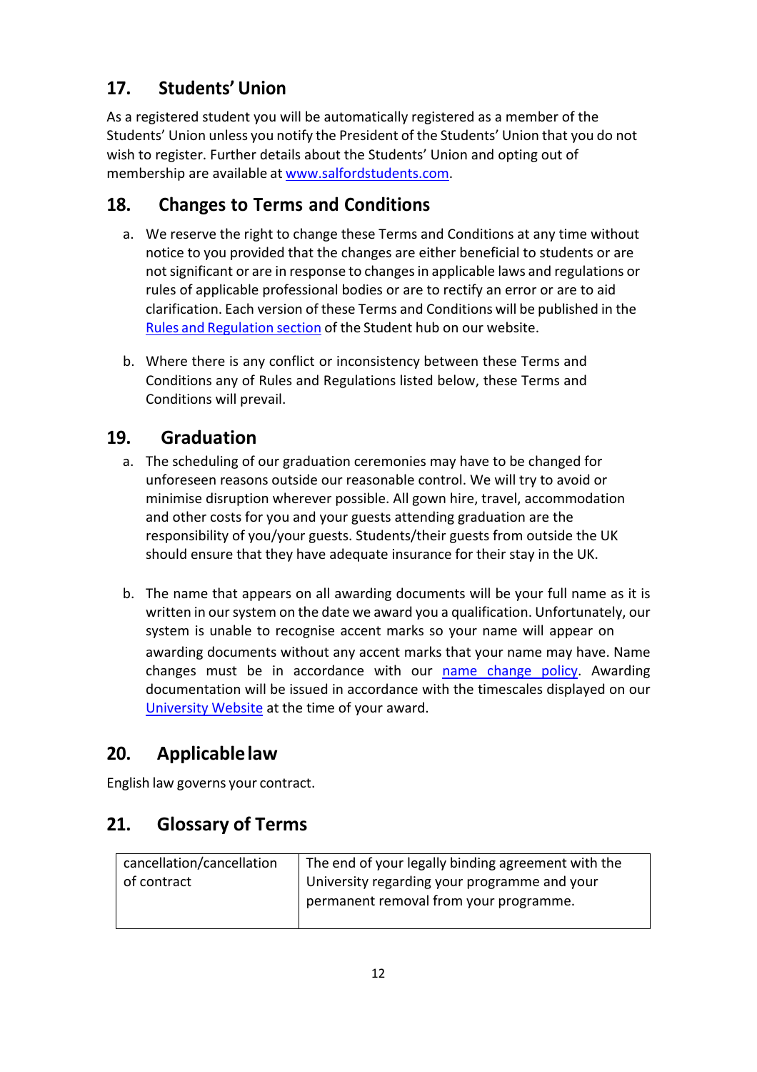## 17. Students' Union

As a registered student you will be automatically registered as a member of the Students' Union unless you notify the President of the Students' Union that you do not wish to register. Further details about the Students' Union and opting out of membership are available at [www.salfordstudents.com](www.salfordstudents.com).

## 18. Changes to Terms and Conditions

a. We reserve the right to change these Terms and Conditions at any time without notice to you provided that the changes are either beneficial to students or are not significant or are in response to changes in applicable laws and regulations or rules of applicable professional bodies or are to rectify an error or are to aid clarification. Each version of these Terms and Conditions will be published in the Rules and Regulation section of the Student hub on our website.

b. Where there is any conflict or inconsistency between these Terms and Conditions any of Rules and Regulations listed below, these Terms and Conditions will prevail.

## 19. Graduation

a. The scheduling of our graduation ceremonies may have to be changed for unforeseen reasons outside our reasonable control. We will try to avoid or minimise disruption wherever possible. All gown hire, travel, accommodation and other costs for you and your guests attending graduation are the responsibility of you/your guests. Students/their guests from outside the UK should ensure that they have adequate insurance for their stay in the UK.

b. The name that appears on all awarding documents will be your full name as it is written in our system on the date we award you a qualification. Unfortunately, our system is unable to recognise accent marks so your name will appear on awarding documents without any accent marks that your name may have. Name changes must be in accordance with our name change policy. Awarding documentation will be issued in accordance with the timescales displayed on our University Website at the time of your award.

## 20. Applicable law

English law governs your contract.

## 21. Glossary of Terms

| | |
|---|---|
| cancellation/cancellation of contract | The end of your legally binding agreement with the University regarding your programme and your permanent removal from your programme. |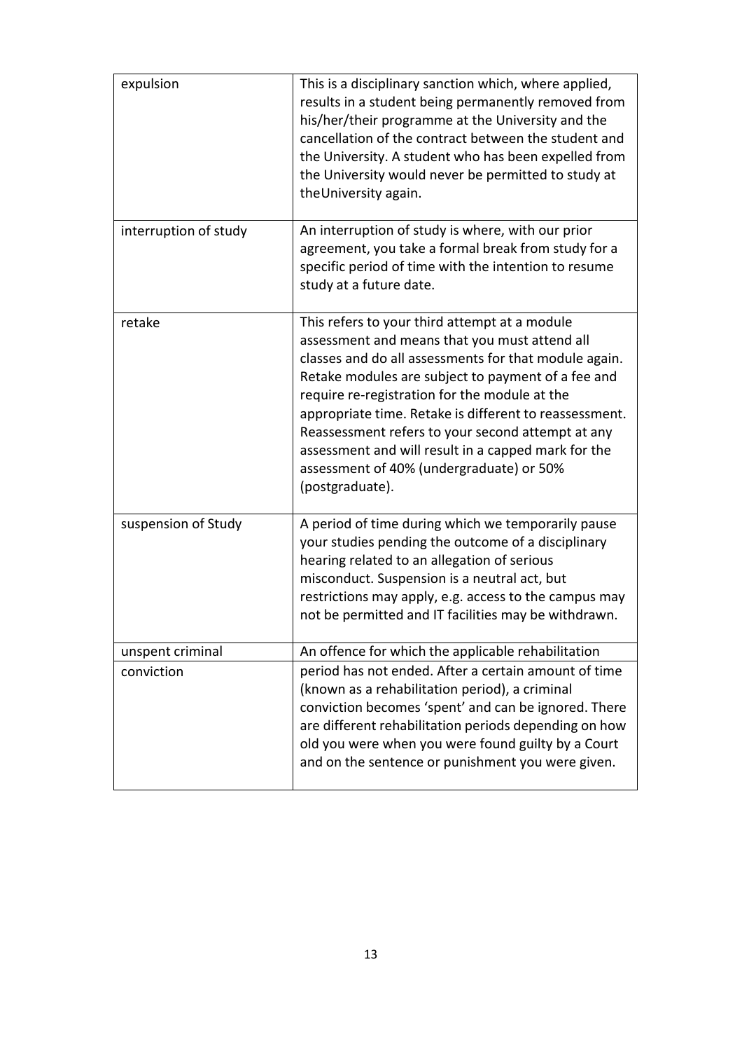| | |
|---|---|
| expulsion | This is a disciplinary sanction which, where applied, results in a student being permanently removed from his/her/their programme at the University and the cancellation of the contract between the student and the University. A student who has been expelled from the University would never be permitted to study at theUniversity again. |
| interruption of study | An interruption of study is where, with our prior agreement, you take a formal break from study for a specific period of time with the intention to resume study at a future date. |
| retake | This refers to your third attempt at a module assessment and means that you must attend all classes and do all assessments for that module again. Retake modules are subject to payment of a fee and require re-registration for the module at the appropriate time. Retake is different to reassessment. Reassessment refers to your second attempt at any assessment and will result in a capped mark for the assessment of 40% (undergraduate) or 50% (postgraduate). |
| suspension of Study | A period of time during which we temporarily pause your studies pending the outcome of a disciplinary hearing related to an allegation of serious misconduct. Suspension is a neutral act, but restrictions may apply, e.g. access to the campus may not be permitted and IT facilities may be withdrawn. |
| unspent criminal conviction | An offence for which the applicable rehabilitation period has not ended. After a certain amount of time (known as a rehabilitation period), a criminal conviction becomes 'spent' and can be ignored. There are different rehabilitation periods depending on how old you were when you were found guilty by a Court and on the sentence or punishment you were given. |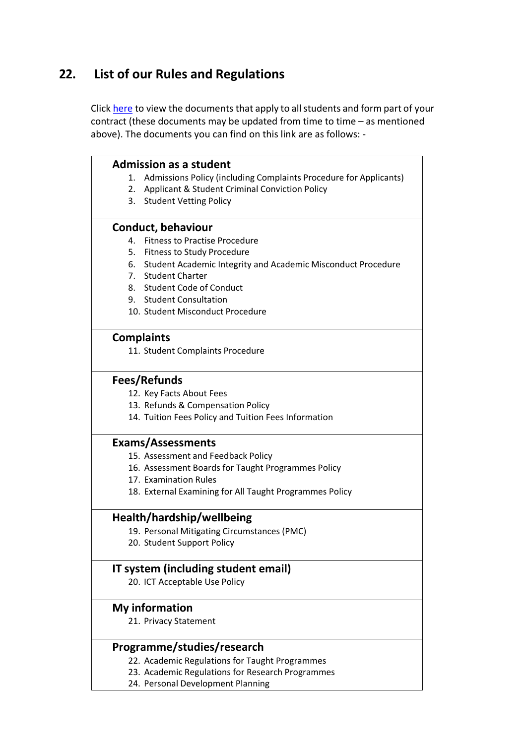## 22. List of our Rules and Regulations

Click here to view the documents that apply to all students and form part of your contract (these documents may be updated from time to time – as mentioned above). The documents you can find on this link are as follows: -

### Admission as a student

1. Admissions Policy (including Complaints Procedure for Applicants)
2. Applicant & Student Criminal Conviction Policy
3. Student Vetting Policy

### Conduct, behaviour

4. Fitness to Practise Procedure
5. Fitness to Study Procedure
6. Student Academic Integrity and Academic Misconduct Procedure
7. Student Charter
8. Student Code of Conduct
9. Student Consultation
10. Student Misconduct Procedure

### Complaints

11. Student Complaints Procedure

### Fees/Refunds

12. Key Facts About Fees
13. Refunds & Compensation Policy
14. Tuition Fees Policy and Tuition Fees Information

### Exams/Assessments

15. Assessment and Feedback Policy
16. Assessment Boards for Taught Programmes Policy
17. Examination Rules
18. External Examining for All Taught Programmes Policy

### Health/hardship/wellbeing

19. Personal Mitigating Circumstances (PMC)
20. Student Support Policy

### IT system (including student email)

20. ICT Acceptable Use Policy

### My information

21. Privacy Statement

### Programme/studies/research

22. Academic Regulations for Taught Programmes
23. Academic Regulations for Research Programmes
24. Personal Development Planning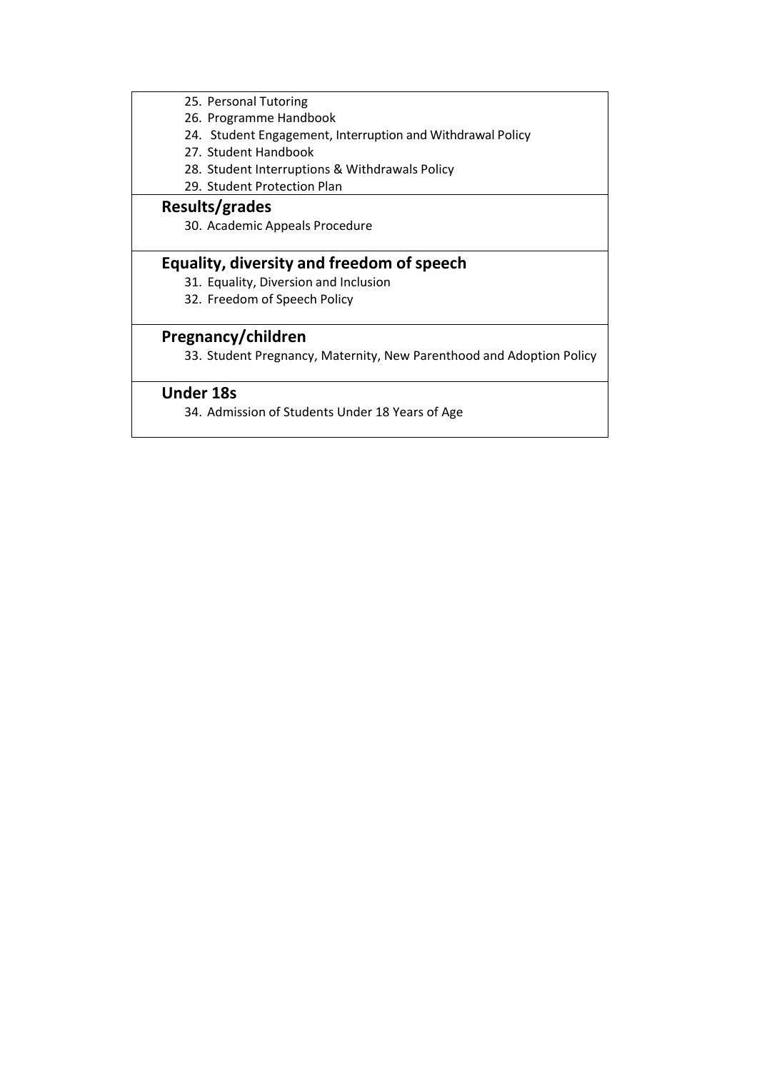25. Personal Tutoring
26. Programme Handbook
24. Student Engagement, Interruption and Withdrawal Policy
27. Student Handbook
28. Student Interruptions & Withdrawals Policy
29. Student Protection Plan

## Results/grades

30. Academic Appeals Procedure

## Equality, diversity and freedom of speech

31. Equality, Diversion and Inclusion
32. Freedom of Speech Policy

## Pregnancy/children

33. Student Pregnancy, Maternity, New Parenthood and Adoption Policy

## Under 18s

34. Admission of Students Under 18 Years of Age